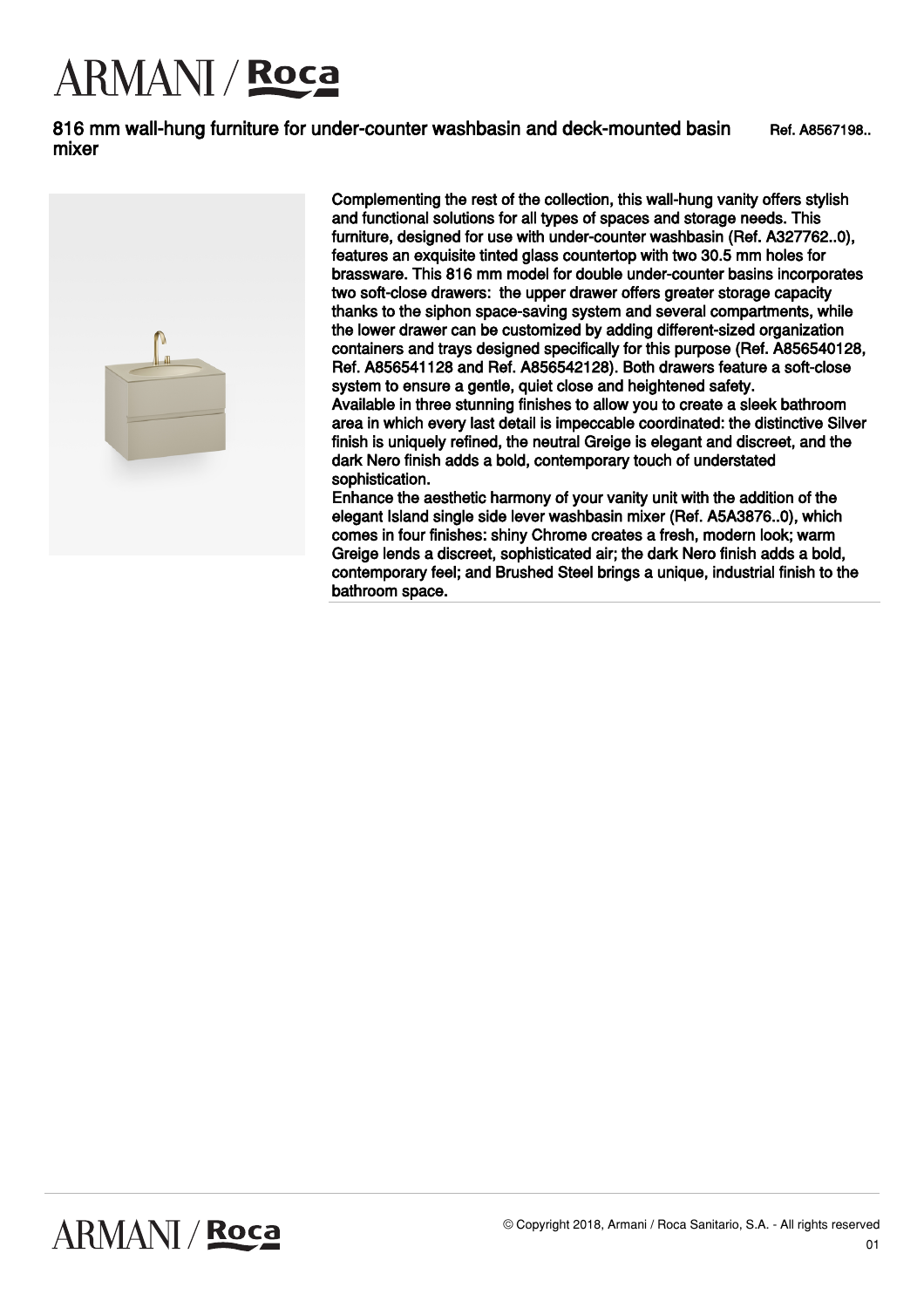# 816 mm wall-hung furniture for under-counter washbasin and deck-mounted basin mixer

Ref. A8567198..

Complementing the rest of the collection, this wall-hung vanity offers stylish and functional solutions for all types of spaces and storage needs. This furniture, designed for use with under-counter washbasin (Ref. A327762..0), features an exquisite tinted glass countertop with two 30.5 mm holes for brassware. This 816 mm model for double under-counter basins incorporates two soft-close drawers: the upper drawer offers greater storage capacity thanks to the siphon space-saving system and several compartments, while the lower drawer can be customized by adding different-sized organization containers and trays designed specifically for this purpose (Ref. A856540128, Ref. A856541128 and Ref. A856542128). Both drawers feature a soft-close system to ensure a gentle, quiet close and heightened safety.
Available in three stunning finishes to allow you to create a sleek bathroom area in which every last detail is impeccable coordinated: the distinctive Silver finish is uniquely refined, the neutral Greige is elegant and discreet, and the dark Nero finish adds a bold, contemporary touch of understated sophistication.
Enhance the aesthetic harmony of your vanity unit with the addition of the elegant Island single side lever washbasin mixer (Ref. A5A3876..0), which comes in four finishes: shiny Chrome creates a fresh, modern look; warm Greige lends a discreet, sophisticated air; the dark Nero finish adds a bold, contemporary feel; and Brushed Steel brings a unique, industrial finish to the bathroom space.

© Copyright 2018, Armani / Roca Sanitario, S.A. - All rights reserved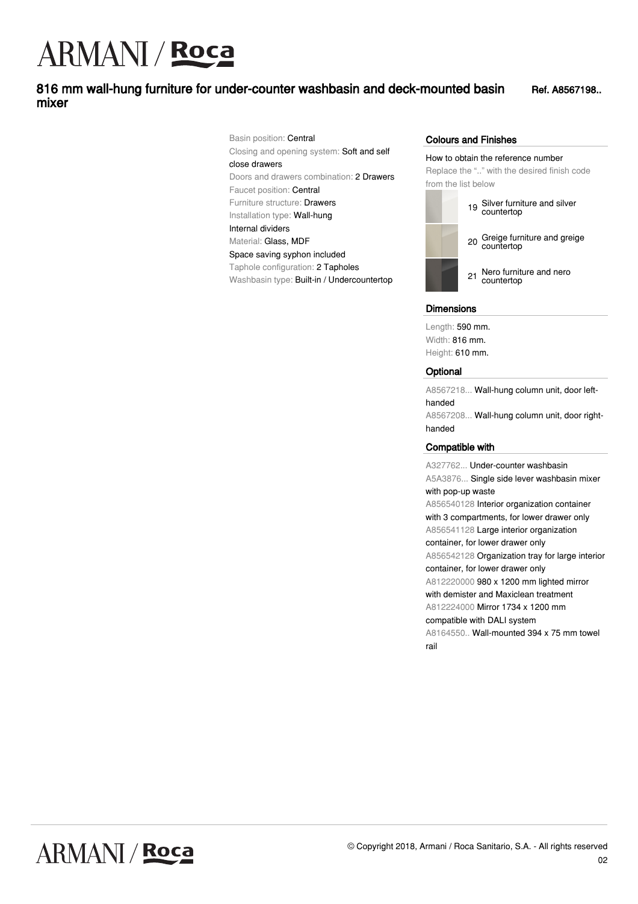# 816 mm wall-hung furniture for under-counter washbasin and deck-mounted basin mixer

Ref. A8567198..

Basin position: Central
Closing and opening system: Soft and self close drawers
Doors and drawers combination: 2 Drawers
Faucet position: Central
Furniture structure: Drawers
Installation type: Wall-hung
Internal dividers
Material: Glass, MDF
Space saving syphon included
Taphole configuration: 2 Tapholes
Washbasin type: Built-in / Undercountertop

## Colours and Finishes

How to obtain the reference number
Replace the ".." with the desired finish code from the list below

- 19 Silver furniture and silver countertop
- 20 Greige furniture and greige countertop
- 21 Nero furniture and nero countertop

## Dimensions

Length: 590 mm.
Width: 816 mm.
Height: 610 mm.

## Optional

A8567218... Wall-hung column unit, door left-handed
A8567208... Wall-hung column unit, door right-handed

## Compatible with

A327762... Under-counter washbasin
A5A3876... Single side lever washbasin mixer with pop-up waste
A856540128 Interior organization container with 3 compartments, for lower drawer only
A856541128 Large interior organization container, for lower drawer only
A856542128 Organization tray for large interior container, for lower drawer only
A812220000 980 x 1200 mm lighted mirror with demister and Maxiclean treatment
A812224000 Mirror 1734 x 1200 mm compatible with DALI system
A8164550.. Wall-mounted 394 x 75 mm towel rail

© Copyright 2018, Armani / Roca Sanitario, S.A. - All rights reserved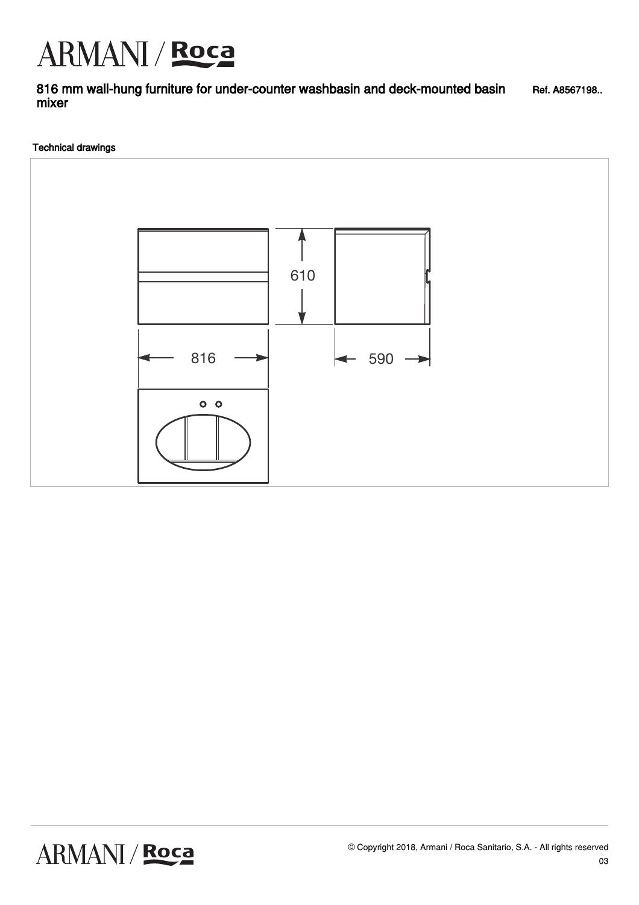# 816 mm wall-hung furniture for under-counter washbasin and deck-mounted basin mixer

Ref. A8567198..

## Technical drawings

610

816

590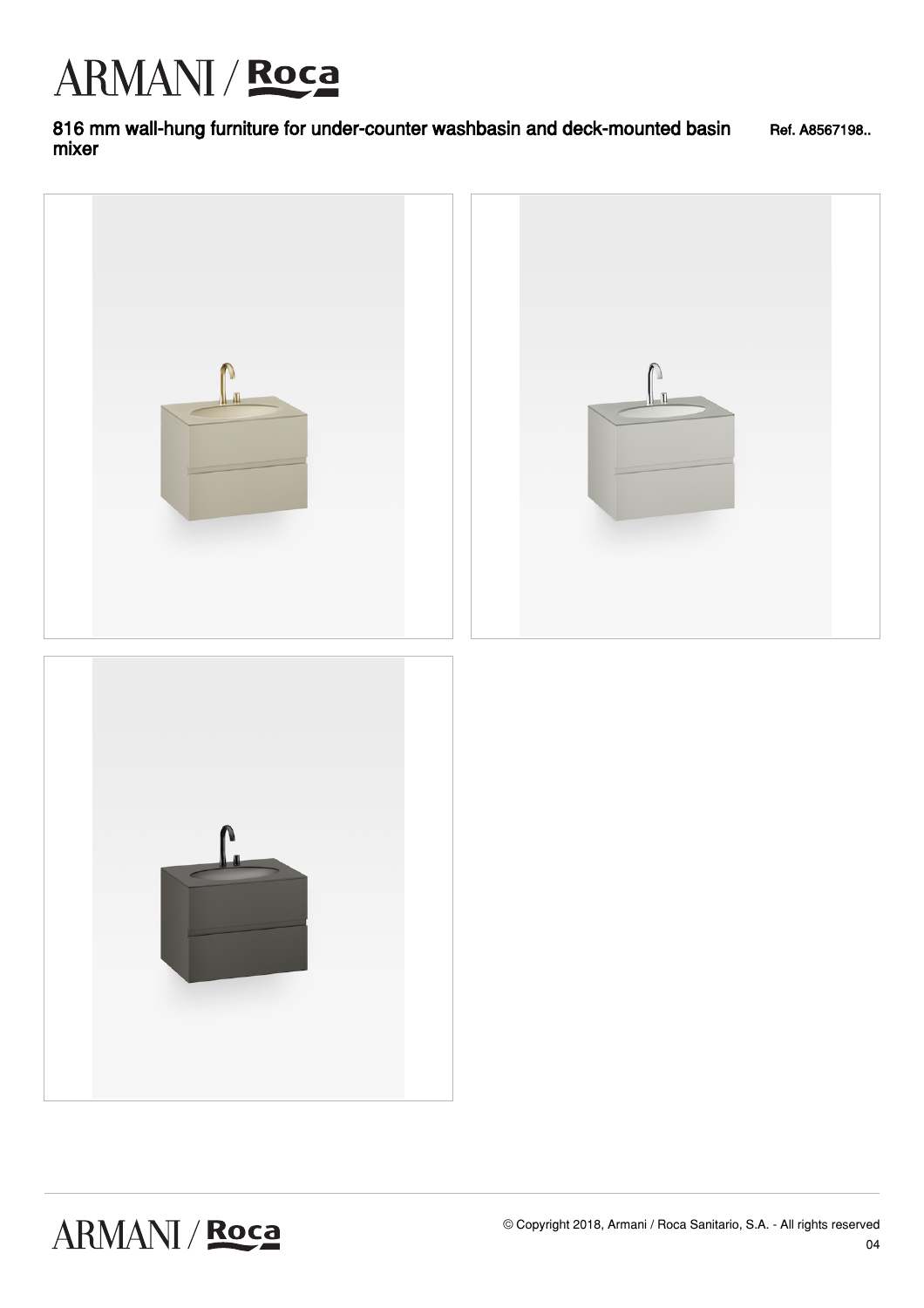# ARMANI / Roca

**816 mm wall-hung furniture for under-counter washbasin and deck-mounted basin mixer**

**Ref. A8567198..**

© Copyright 2018, Armani / Roca Sanitario, S.A. - All rights reserved